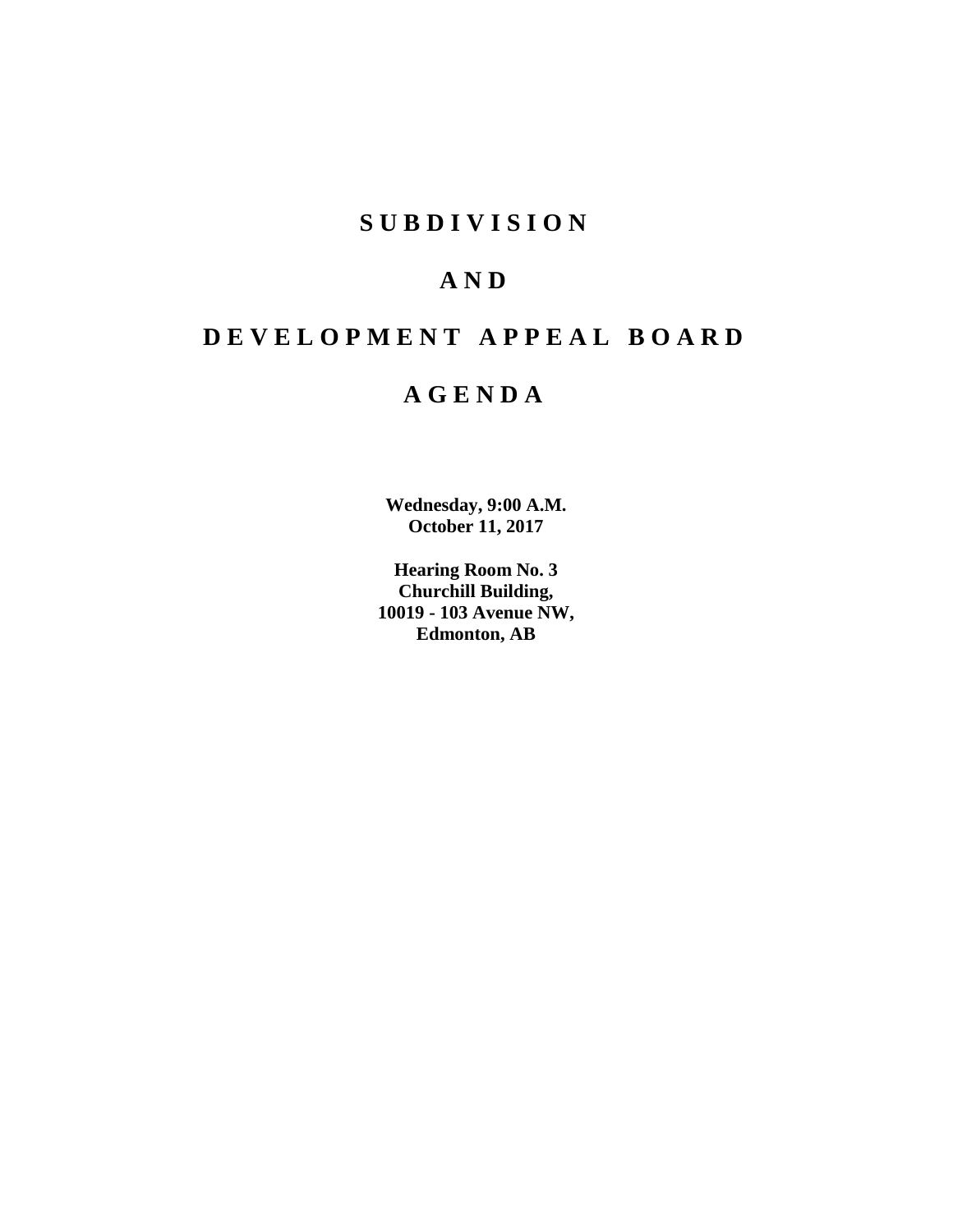# S U B D I V I S I O N

# A N D

# D E V E L O P M E N T A P P E A L B O A R D

# A G E N D A

**Wednesday, 9:00 A.M.**
**October 11, 2017**

**Hearing Room No. 3**
**Churchill Building,**
**10019 - 103 Avenue NW,**
**Edmonton, AB**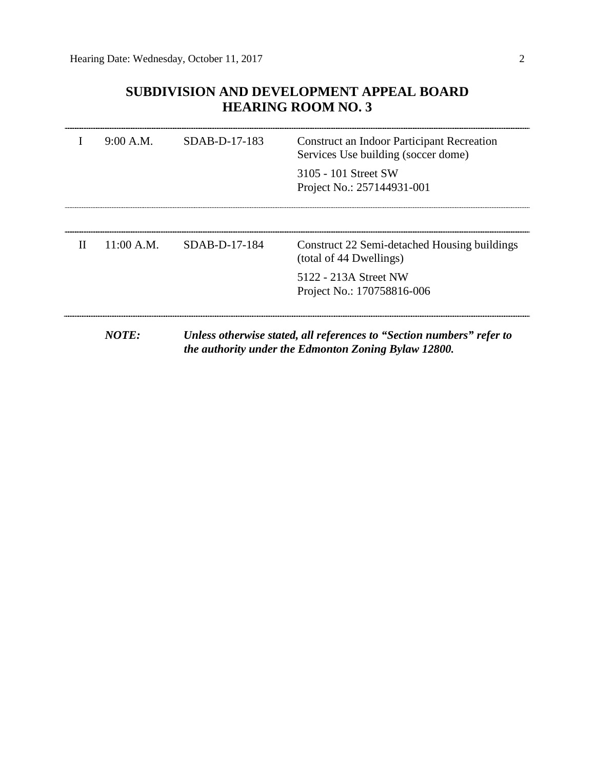## SUBDIVISION AND DEVELOPMENT APPEAL BOARD
## HEARING ROOM NO. 3

| | | | |
|---|---|---|---|
| I | 9:00 A.M. | SDAB-D-17-183 | Construct an Indoor Participant Recreation Services Use building (soccer dome)<br><br>3105 - 101 Street SW<br>Project No.: 257144931-001 |
| II | 11:00 A.M. | SDAB-D-17-184 | Construct 22 Semi-detached Housing buildings (total of 44 Dwellings)<br><br>5122 - 213A Street NW<br>Project No.: 170758816-006 |

***NOTE:*** ***Unless otherwise stated, all references to "Section numbers" refer to the authority under the Edmonton Zoning Bylaw 12800.***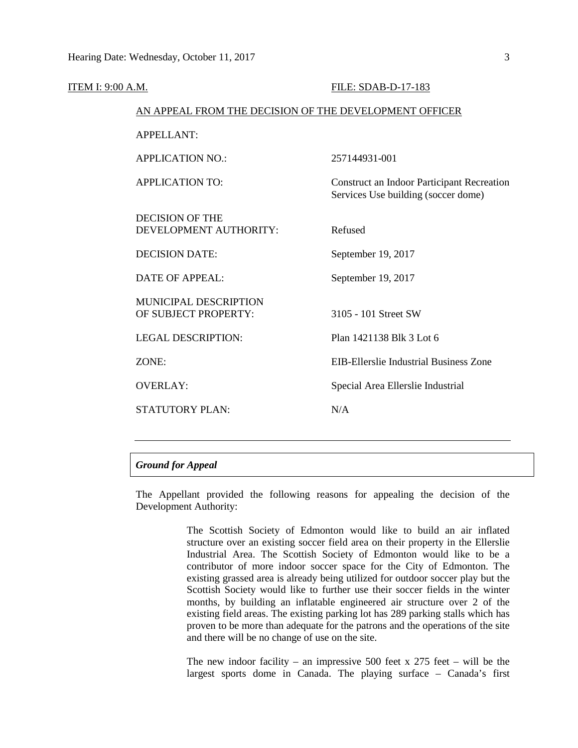ITEM I: 9:00 A.M. FILE: SDAB-D-17-183

AN APPEAL FROM THE DECISION OF THE DEVELOPMENT OFFICER

| | |
|---|---|
| APPELLANT: | |
| APPLICATION NO.: | 257144931-001 |
| APPLICATION TO: | Construct an Indoor Participant Recreation Services Use building (soccer dome) |
| DECISION OF THE DEVELOPMENT AUTHORITY: | Refused |
| DECISION DATE: | September 19, 2017 |
| DATE OF APPEAL: | September 19, 2017 |
| MUNICIPAL DESCRIPTION OF SUBJECT PROPERTY: | 3105 - 101 Street SW |
| LEGAL DESCRIPTION: | Plan 1421138 Blk 3 Lot 6 |
| ZONE: | EIB-Ellerslie Industrial Business Zone |
| OVERLAY: | Special Area Ellerslie Industrial |
| STATUTORY PLAN: | N/A |

---

***Ground for Appeal***

The Appellant provided the following reasons for appealing the decision of the Development Authority:

> The Scottish Society of Edmonton would like to build an air inflated structure over an existing soccer field area on their property in the Ellerslie Industrial Area. The Scottish Society of Edmonton would like to be a contributor of more indoor soccer space for the City of Edmonton. The existing grassed area is already being utilized for outdoor soccer play but the Scottish Society would like to further use their soccer fields in the winter months, by building an inflatable engineered air structure over 2 of the existing field areas. The existing parking lot has 289 parking stalls which has proven to be more than adequate for the patrons and the operations of the site and there will be no change of use on the site.
>
> The new indoor facility – an impressive 500 feet x 275 feet – will be the largest sports dome in Canada. The playing surface – Canada's first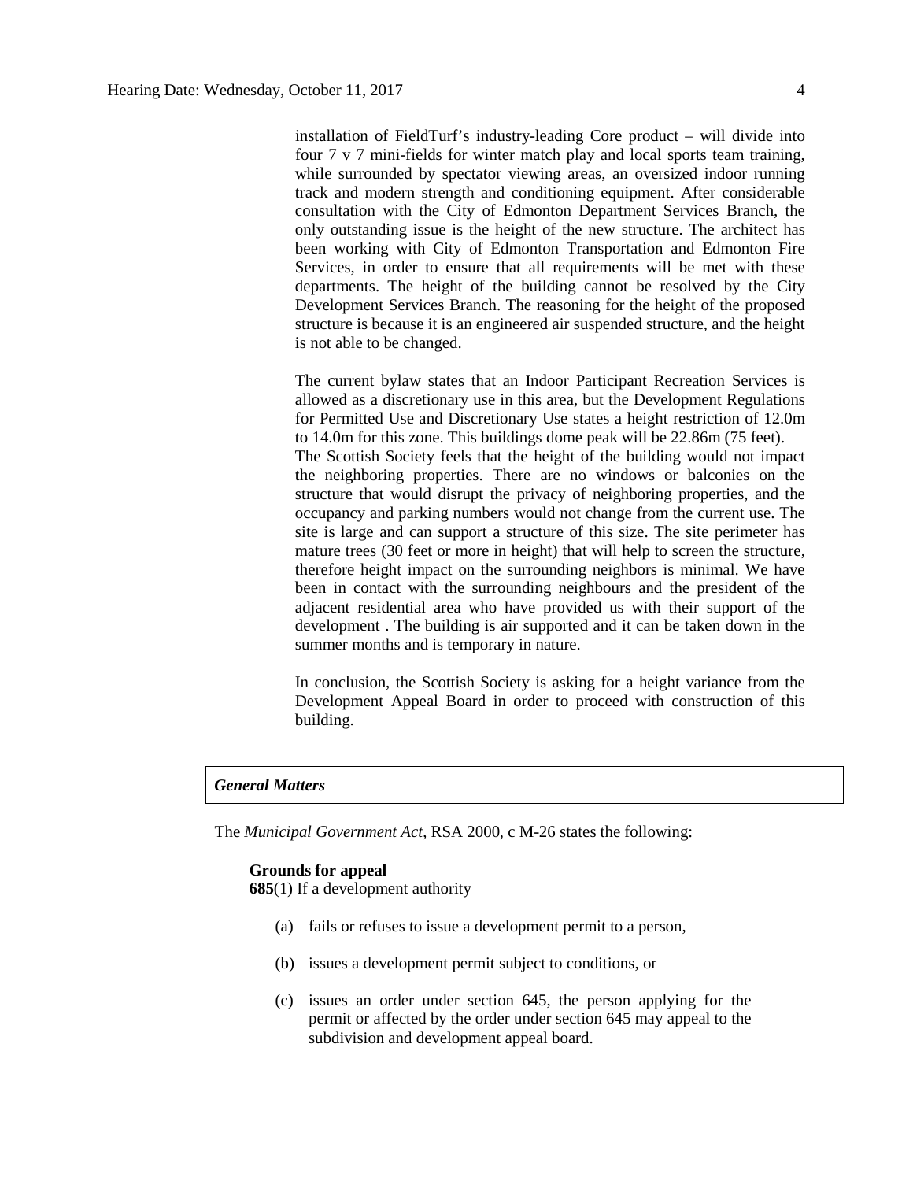installation of FieldTurf's industry-leading Core product – will divide into four 7 v 7 mini-fields for winter match play and local sports team training, while surrounded by spectator viewing areas, an oversized indoor running track and modern strength and conditioning equipment. After considerable consultation with the City of Edmonton Department Services Branch, the only outstanding issue is the height of the new structure. The architect has been working with City of Edmonton Transportation and Edmonton Fire Services, in order to ensure that all requirements will be met with these departments. The height of the building cannot be resolved by the City Development Services Branch. The reasoning for the height of the proposed structure is because it is an engineered air suspended structure, and the height is not able to be changed.

The current bylaw states that an Indoor Participant Recreation Services is allowed as a discretionary use in this area, but the Development Regulations for Permitted Use and Discretionary Use states a height restriction of 12.0m to 14.0m for this zone. This buildings dome peak will be 22.86m (75 feet). The Scottish Society feels that the height of the building would not impact the neighboring properties. There are no windows or balconies on the structure that would disrupt the privacy of neighboring properties, and the occupancy and parking numbers would not change from the current use. The site is large and can support a structure of this size. The site perimeter has mature trees (30 feet or more in height) that will help to screen the structure, therefore height impact on the surrounding neighbors is minimal. We have been in contact with the surrounding neighbours and the president of the adjacent residential area who have provided us with their support of the development . The building is air supported and it can be taken down in the summer months and is temporary in nature.

In conclusion, the Scottish Society is asking for a height variance from the Development Appeal Board in order to proceed with construction of this building.

### *General Matters*

The *Municipal Government Act*, RSA 2000, c M-26 states the following:

**Grounds for appeal**

**685**(1) If a development authority

(a) fails or refuses to issue a development permit to a person,

(b) issues a development permit subject to conditions, or

(c) issues an order under section 645, the person applying for the permit or affected by the order under section 645 may appeal to the subdivision and development appeal board.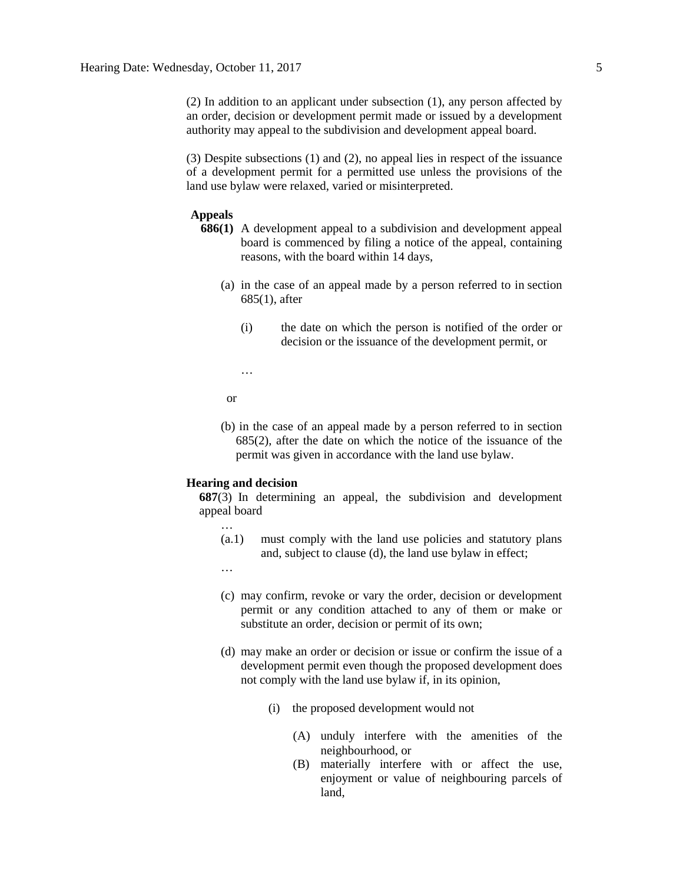(2) In addition to an applicant under subsection (1), any person affected by an order, decision or development permit made or issued by a development authority may appeal to the subdivision and development appeal board.

(3) Despite subsections (1) and (2), no appeal lies in respect of the issuance of a development permit for a permitted use unless the provisions of the land use bylaw were relaxed, varied or misinterpreted.

**Appeals**

**686(1)** A development appeal to a subdivision and development appeal board is commenced by filing a notice of the appeal, containing reasons, with the board within 14 days,

(a) in the case of an appeal made by a person referred to in section 685(1), after

(i) the date on which the person is notified of the order or decision or the issuance of the development permit, or

…

or

(b) in the case of an appeal made by a person referred to in section 685(2), after the date on which the notice of the issuance of the permit was given in accordance with the land use bylaw.

**Hearing and decision**

**687**(3) In determining an appeal, the subdivision and development appeal board

…

(a.1) must comply with the land use policies and statutory plans and, subject to clause (d), the land use bylaw in effect;

…

(c) may confirm, revoke or vary the order, decision or development permit or any condition attached to any of them or make or substitute an order, decision or permit of its own;

(d) may make an order or decision or issue or confirm the issue of a development permit even though the proposed development does not comply with the land use bylaw if, in its opinion,

(i) the proposed development would not

(A) unduly interfere with the amenities of the neighbourhood, or

(B) materially interfere with or affect the use, enjoyment or value of neighbouring parcels of land,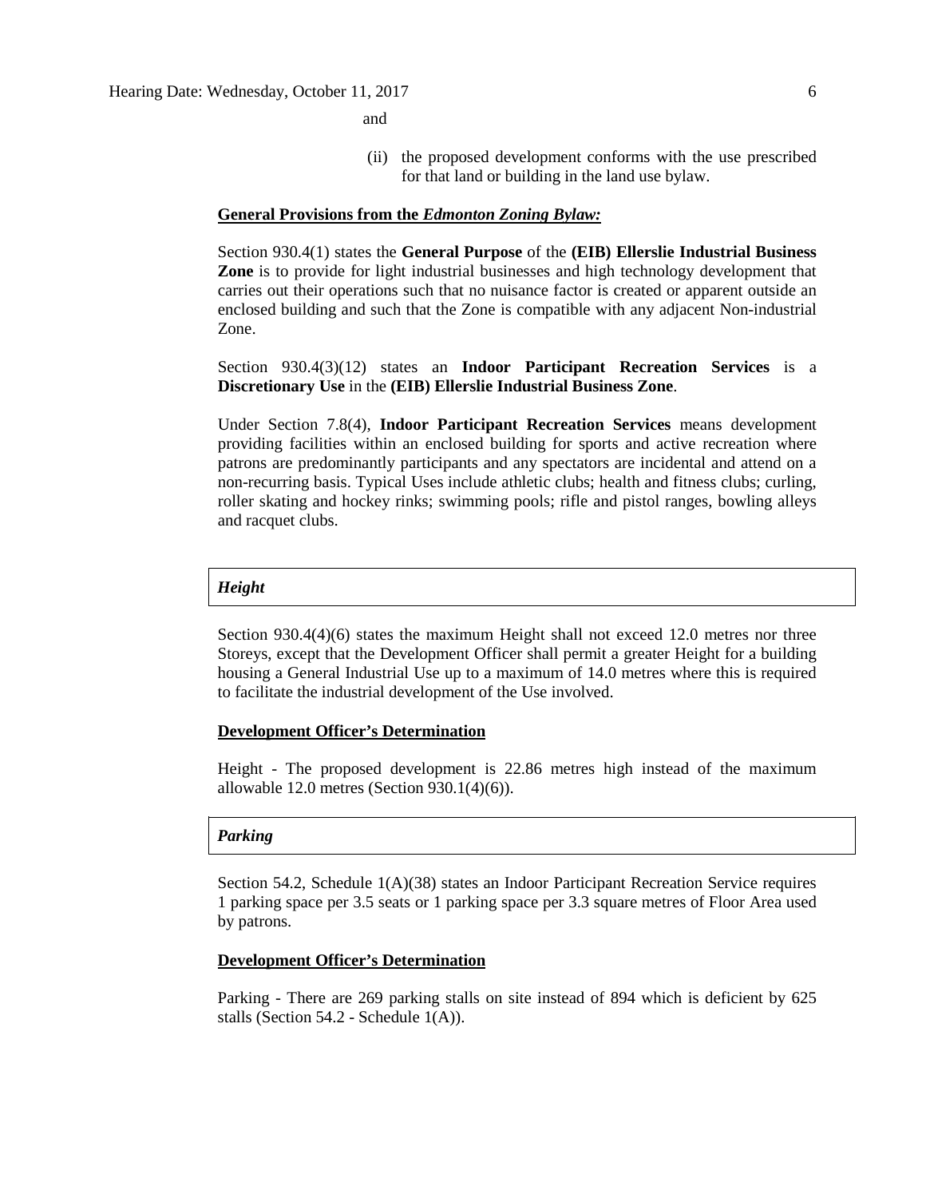and

(ii) the proposed development conforms with the use prescribed for that land or building in the land use bylaw.

**General Provisions from the *Edmonton Zoning Bylaw:***

Section 930.4(1) states the **General Purpose** of the **(EIB) Ellerslie Industrial Business Zone** is to provide for light industrial businesses and high technology development that carries out their operations such that no nuisance factor is created or apparent outside an enclosed building and such that the Zone is compatible with any adjacent Non-industrial Zone.

Section 930.4(3)(12) states an **Indoor Participant Recreation Services** is a **Discretionary Use** in the **(EIB) Ellerslie Industrial Business Zone**.

Under Section 7.8(4), **Indoor Participant Recreation Services** means development providing facilities within an enclosed building for sports and active recreation where patrons are predominantly participants and any spectators are incidental and attend on a non-recurring basis. Typical Uses include athletic clubs; health and fitness clubs; curling, roller skating and hockey rinks; swimming pools; rifle and pistol ranges, bowling alleys and racquet clubs.

***Height***

Section 930.4(4)(6) states the maximum Height shall not exceed 12.0 metres nor three Storeys, except that the Development Officer shall permit a greater Height for a building housing a General Industrial Use up to a maximum of 14.0 metres where this is required to facilitate the industrial development of the Use involved.

**Development Officer's Determination**

Height - The proposed development is 22.86 metres high instead of the maximum allowable 12.0 metres (Section 930.1(4)(6)).

***Parking***

Section 54.2, Schedule 1(A)(38) states an Indoor Participant Recreation Service requires 1 parking space per 3.5 seats or 1 parking space per 3.3 square metres of Floor Area used by patrons.

**Development Officer's Determination**

Parking - There are 269 parking stalls on site instead of 894 which is deficient by 625 stalls (Section 54.2 - Schedule 1(A)).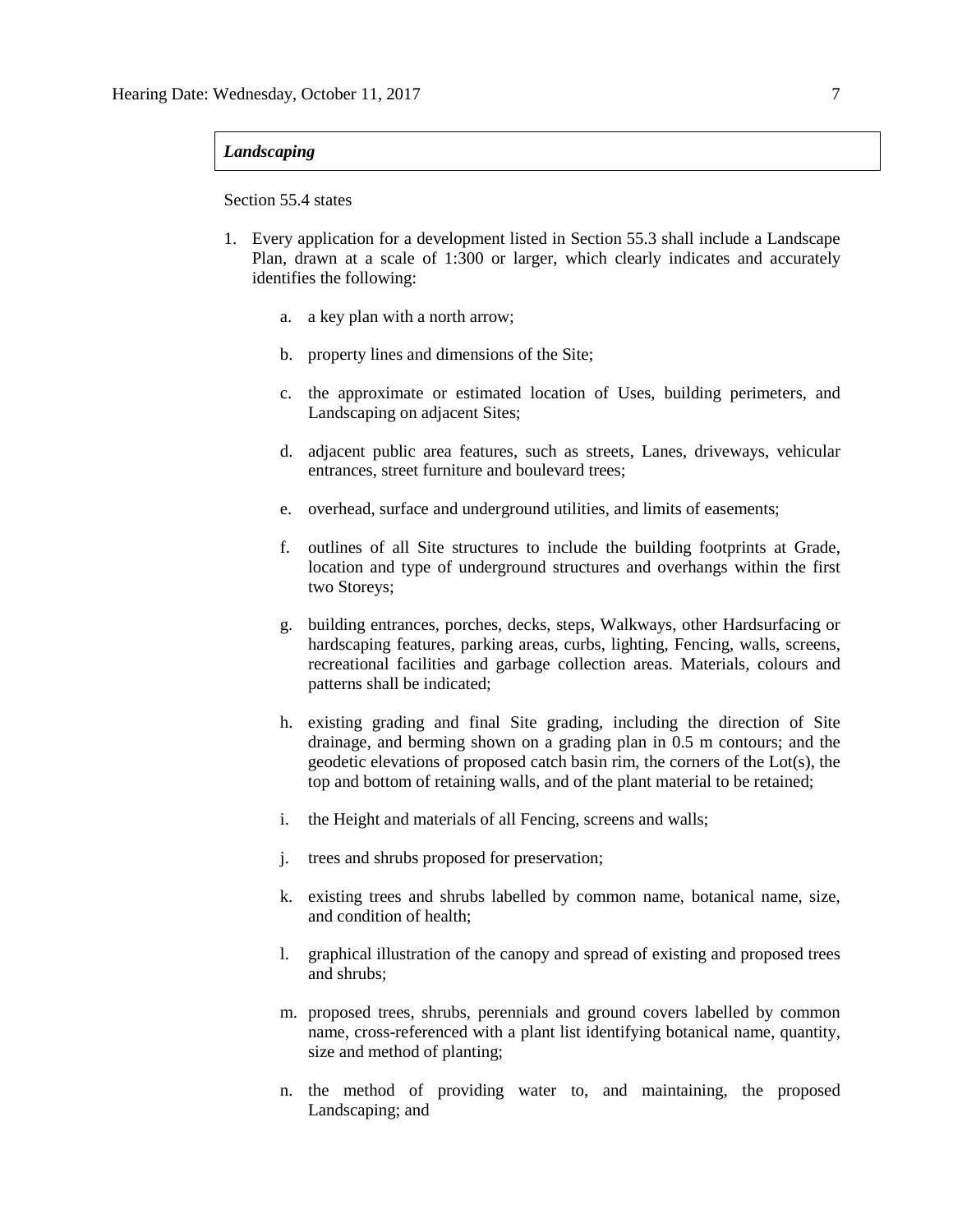***Landscaping***

Section 55.4 states

1. Every application for a development listed in Section 55.3 shall include a Landscape Plan, drawn at a scale of 1:300 or larger, which clearly indicates and accurately identifies the following:

   a. a key plan with a north arrow;

   b. property lines and dimensions of the Site;

   c. the approximate or estimated location of Uses, building perimeters, and Landscaping on adjacent Sites;

   d. adjacent public area features, such as streets, Lanes, driveways, vehicular entrances, street furniture and boulevard trees;

   e. overhead, surface and underground utilities, and limits of easements;

   f. outlines of all Site structures to include the building footprints at Grade, location and type of underground structures and overhangs within the first two Storeys;

   g. building entrances, porches, decks, steps, Walkways, other Hardsurfacing or hardscaping features, parking areas, curbs, lighting, Fencing, walls, screens, recreational facilities and garbage collection areas. Materials, colours and patterns shall be indicated;

   h. existing grading and final Site grading, including the direction of Site drainage, and berming shown on a grading plan in 0.5 m contours; and the geodetic elevations of proposed catch basin rim, the corners of the Lot(s), the top and bottom of retaining walls, and of the plant material to be retained;

   i. the Height and materials of all Fencing, screens and walls;

   j. trees and shrubs proposed for preservation;

   k. existing trees and shrubs labelled by common name, botanical name, size, and condition of health;

   l. graphical illustration of the canopy and spread of existing and proposed trees and shrubs;

   m. proposed trees, shrubs, perennials and ground covers labelled by common name, cross-referenced with a plant list identifying botanical name, quantity, size and method of planting;

   n. the method of providing water to, and maintaining, the proposed Landscaping; and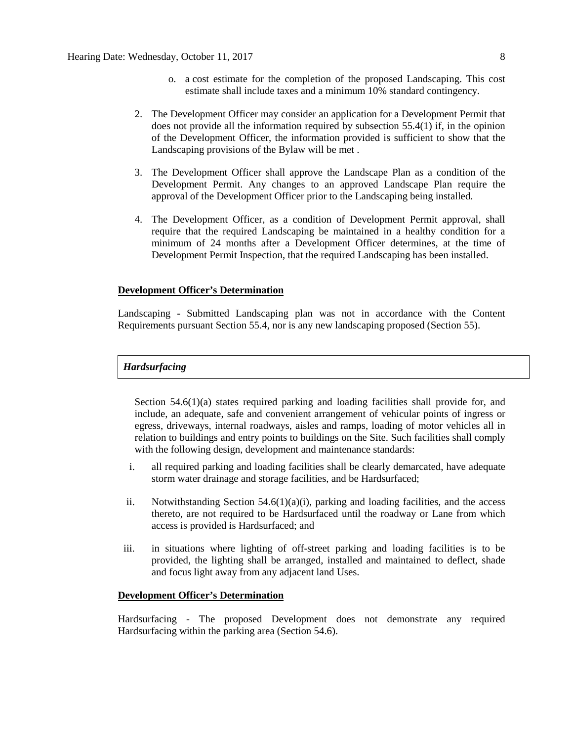o. a cost estimate for the completion of the proposed Landscaping. This cost estimate shall include taxes and a minimum 10% standard contingency.

2. The Development Officer may consider an application for a Development Permit that does not provide all the information required by subsection 55.4(1) if, in the opinion of the Development Officer, the information provided is sufficient to show that the Landscaping provisions of the Bylaw will be met .

3. The Development Officer shall approve the Landscape Plan as a condition of the Development Permit. Any changes to an approved Landscape Plan require the approval of the Development Officer prior to the Landscaping being installed.

4. The Development Officer, as a condition of Development Permit approval, shall require that the required Landscaping be maintained in a healthy condition for a minimum of 24 months after a Development Officer determines, at the time of Development Permit Inspection, that the required Landscaping has been installed.

**Development Officer's Determination**

Landscaping - Submitted Landscaping plan was not in accordance with the Content Requirements pursuant Section 55.4, nor is any new landscaping proposed (Section 55).

***Hardsurfacing***

Section 54.6(1)(a) states required parking and loading facilities shall provide for, and include, an adequate, safe and convenient arrangement of vehicular points of ingress or egress, driveways, internal roadways, aisles and ramps, loading of motor vehicles all in relation to buildings and entry points to buildings on the Site. Such facilities shall comply with the following design, development and maintenance standards:

i. all required parking and loading facilities shall be clearly demarcated, have adequate storm water drainage and storage facilities, and be Hardsurfaced;

ii. Notwithstanding Section 54.6(1)(a)(i), parking and loading facilities, and the access thereto, are not required to be Hardsurfaced until the roadway or Lane from which access is provided is Hardsurfaced; and

iii. in situations where lighting of off-street parking and loading facilities is to be provided, the lighting shall be arranged, installed and maintained to deflect, shade and focus light away from any adjacent land Uses.

**Development Officer's Determination**

Hardsurfacing - The proposed Development does not demonstrate any required Hardsurfacing within the parking area (Section 54.6).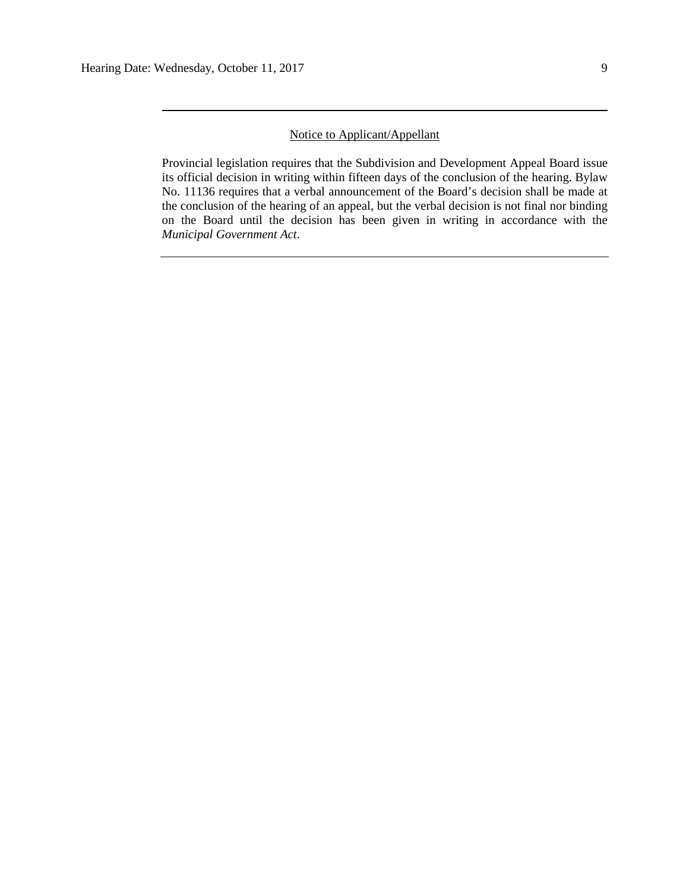---

Notice to Applicant/Appellant

Provincial legislation requires that the Subdivision and Development Appeal Board issue its official decision in writing within fifteen days of the conclusion of the hearing. Bylaw No. 11136 requires that a verbal announcement of the Board's decision shall be made at the conclusion of the hearing of an appeal, but the verbal decision is not final nor binding on the Board until the decision has been given in writing in accordance with the *Municipal Government Act*.

---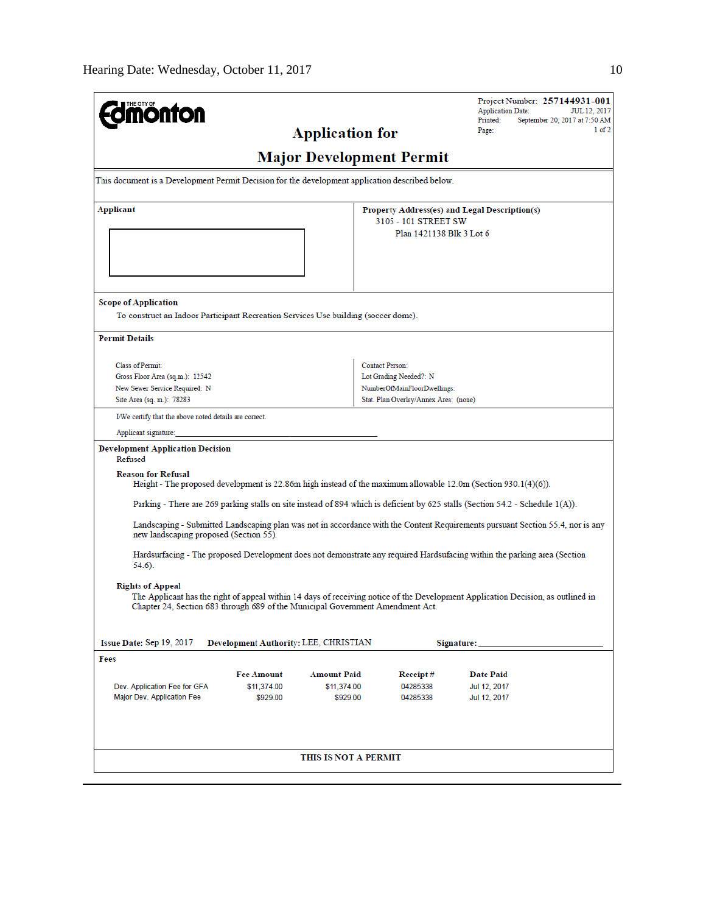Hearing Date: Wednesday, October 11, 2017

**THE CITY OF Edmonton**

Project Number: **257144931-001**
Application Date: JUL 12, 2017
Printed: September 20, 2017 at 7:50 AM
Page: 1 of 2

# Application for Major Development Permit

This document is a Development Permit Decision for the development application described below.

**Applicant**

**Property Address(es) and Legal Description(s)**
3105 - 101 STREET SW
Plan 1421138 Blk 3 Lot 6

**Scope of Application**
To construct an Indoor Participant Recreation Services Use building (soccer dome).

**Permit Details**

Class of Permit:
Gross Floor Area (sq.m.): 12542
New Sewer Service Required: N
Site Area (sq. m.): 78283

Contact Person:
Lot Grading Needed?: N
NumberOfMainFloorDwellings:
Stat. Plan Overlay/Annex Area: (none)

I/We certify that the above noted details are correct.

Applicant signature:

**Development Application Decision**
Refused

**Reason for Refusal**

Height - The proposed development is 22.86m high instead of the maximum allowable 12.0m (Section 930.1(4)(6)).

Parking - There are 269 parking stalls on site instead of 894 which is deficient by 625 stalls (Section 54.2 - Schedule 1(A)).

Landscaping - Submitted Landscaping plan was not in accordance with the Content Requirements pursuant Section 55.4, nor is any new landscaping proposed (Section 55).

Hardsurfacing - The proposed Development does not demonstrate any required Hardsufacing within the parking area (Section 54.6).

**Rights of Appeal**
The Applicant has the right of appeal within 14 days of receiving notice of the Development Application Decision, as outlined in Chapter 24, Section 683 through 689 of the Municipal Government Amendment Act.

**Issue Date:** Sep 19, 2017 **Development Authority:** LEE, CHRISTIAN **Signature:**

**Fees**

| | Fee Amount | Amount Paid | Receipt # | Date Paid |
|---|---|---|---|---|
| Dev. Application Fee for GFA | $11,374.00 | $11,374.00 | 04285338 | Jul 12, 2017 |
| Major Dev. Application Fee | $929.00 | $929.00 | 04285338 | Jul 12, 2017 |

**THIS IS NOT A PERMIT**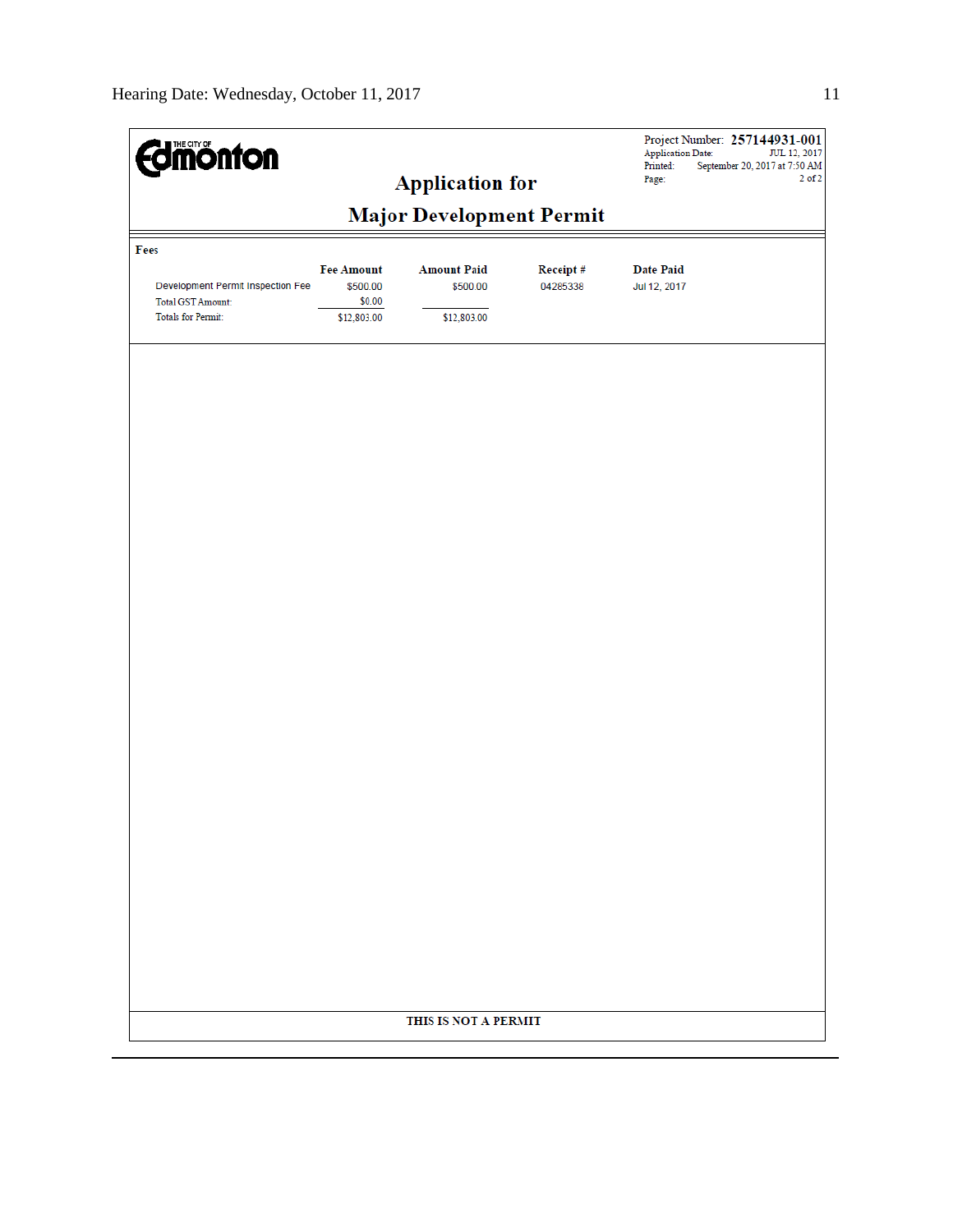# Application for

# Major Development Permit

Project Number: **257144931-001**
Application Date: JUL 12, 2017
Printed: September 20, 2017 at 7:50 AM
Page: 2 of 2

**Fees**

| | Fee Amount | Amount Paid | Receipt # | Date Paid |
|---|---|---|---|---|
| Development Permit Inspection Fee | $500.00 | $500.00 | 04285338 | Jul 12, 2017 |
| Total GST Amount: | $0.00 | | | |
| Totals for Permit: | $12,803.00 | $12,803.00 | | |

**THIS IS NOT A PERMIT**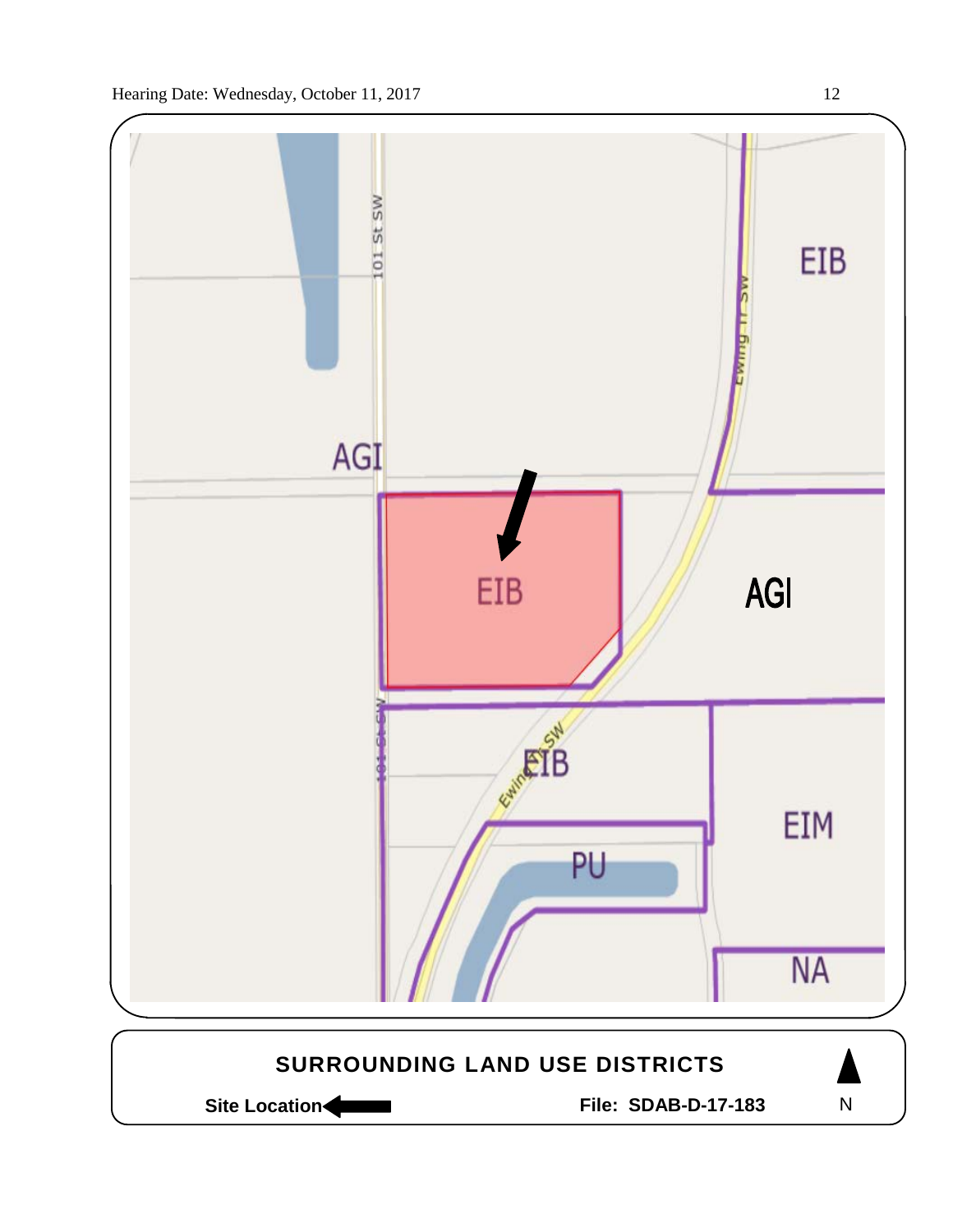101 St SW

AGI

EIB

Ewing Tr SW

EIB

AGI

EIB

PU

EIM

NA

101 St SW

**SURROUNDING LAND USE DISTRICTS**

**Site Location**

**File: SDAB-D-17-183**

N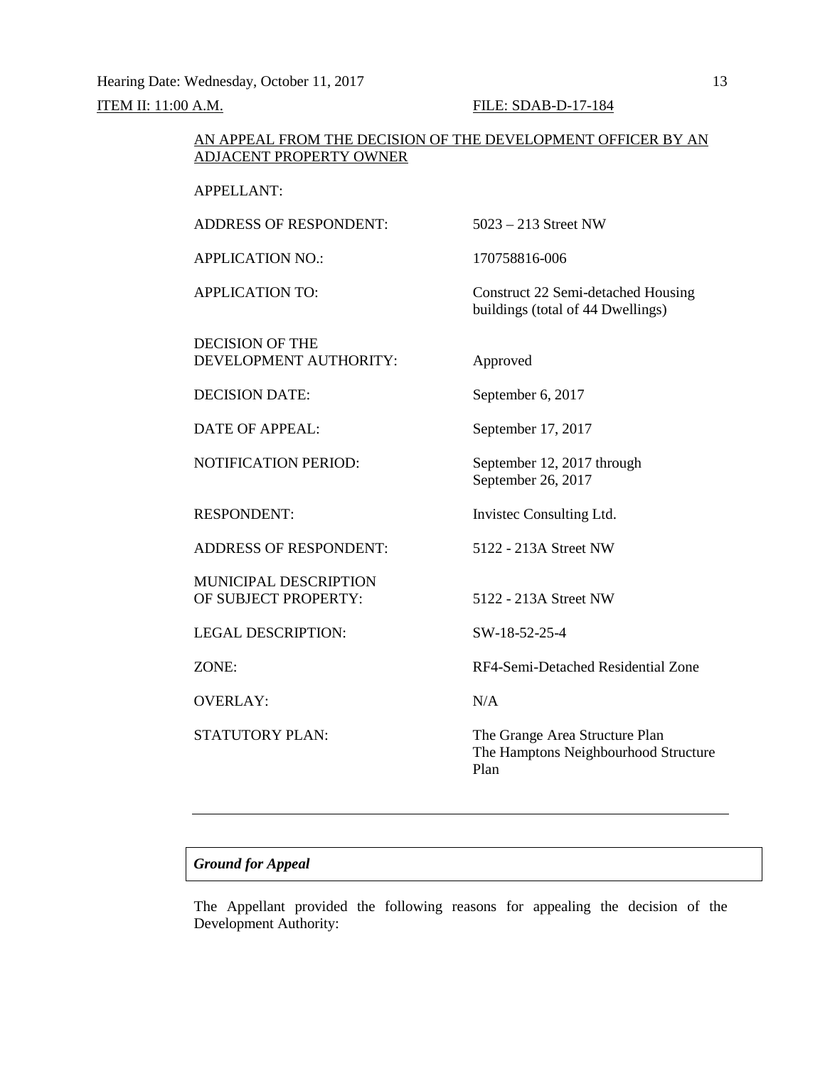Hearing Date: Wednesday, October 11, 2017

ITEM II: 11:00 A.M. FILE: SDAB-D-17-184

AN APPEAL FROM THE DECISION OF THE DEVELOPMENT OFFICER BY AN ADJACENT PROPERTY OWNER

| | |
|---|---|
| APPELLANT: | |
| ADDRESS OF RESPONDENT: | 5023 – 213 Street NW |
| APPLICATION NO.: | 170758816-006 |
| APPLICATION TO: | Construct 22 Semi-detached Housing buildings (total of 44 Dwellings) |
| DECISION OF THE DEVELOPMENT AUTHORITY: | Approved |
| DECISION DATE: | September 6, 2017 |
| DATE OF APPEAL: | September 17, 2017 |
| NOTIFICATION PERIOD: | September 12, 2017 through September 26, 2017 |
| RESPONDENT: | Invistec Consulting Ltd. |
| ADDRESS OF RESPONDENT: | 5122 - 213A Street NW |
| MUNICIPAL DESCRIPTION OF SUBJECT PROPERTY: | 5122 - 213A Street NW |
| LEGAL DESCRIPTION: | SW-18-52-25-4 |
| ZONE: | RF4-Semi-Detached Residential Zone |
| OVERLAY: | N/A |
| STATUTORY PLAN: | The Grange Area Structure Plan<br>The Hamptons Neighbourhood Structure Plan |

---

***Ground for Appeal***

The Appellant provided the following reasons for appealing the decision of the Development Authority: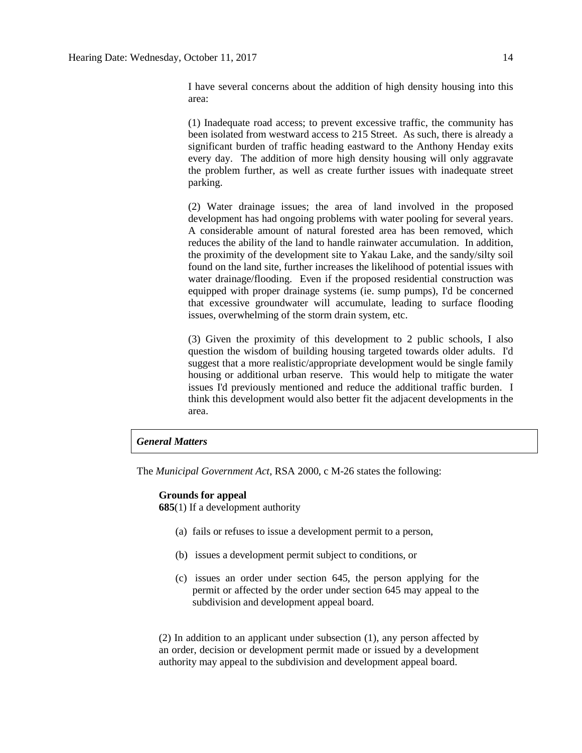I have several concerns about the addition of high density housing into this area:

(1) Inadequate road access; to prevent excessive traffic, the community has been isolated from westward access to 215 Street. As such, there is already a significant burden of traffic heading eastward to the Anthony Henday exits every day. The addition of more high density housing will only aggravate the problem further, as well as create further issues with inadequate street parking.

(2) Water drainage issues; the area of land involved in the proposed development has had ongoing problems with water pooling for several years. A considerable amount of natural forested area has been removed, which reduces the ability of the land to handle rainwater accumulation. In addition, the proximity of the development site to Yakau Lake, and the sandy/silty soil found on the land site, further increases the likelihood of potential issues with water drainage/flooding. Even if the proposed residential construction was equipped with proper drainage systems (ie. sump pumps), I'd be concerned that excessive groundwater will accumulate, leading to surface flooding issues, overwhelming of the storm drain system, etc.

(3) Given the proximity of this development to 2 public schools, I also question the wisdom of building housing targeted towards older adults. I'd suggest that a more realistic/appropriate development would be single family housing or additional urban reserve. This would help to mitigate the water issues I'd previously mentioned and reduce the additional traffic burden. I think this development would also better fit the adjacent developments in the area.

### *General Matters*

The *Municipal Government Act*, RSA 2000, c M-26 states the following:

**Grounds for appeal**
**685**(1) If a development authority

(a) fails or refuses to issue a development permit to a person,

(b) issues a development permit subject to conditions, or

(c) issues an order under section 645, the person applying for the permit or affected by the order under section 645 may appeal to the subdivision and development appeal board.

(2) In addition to an applicant under subsection (1), any person affected by an order, decision or development permit made or issued by a development authority may appeal to the subdivision and development appeal board.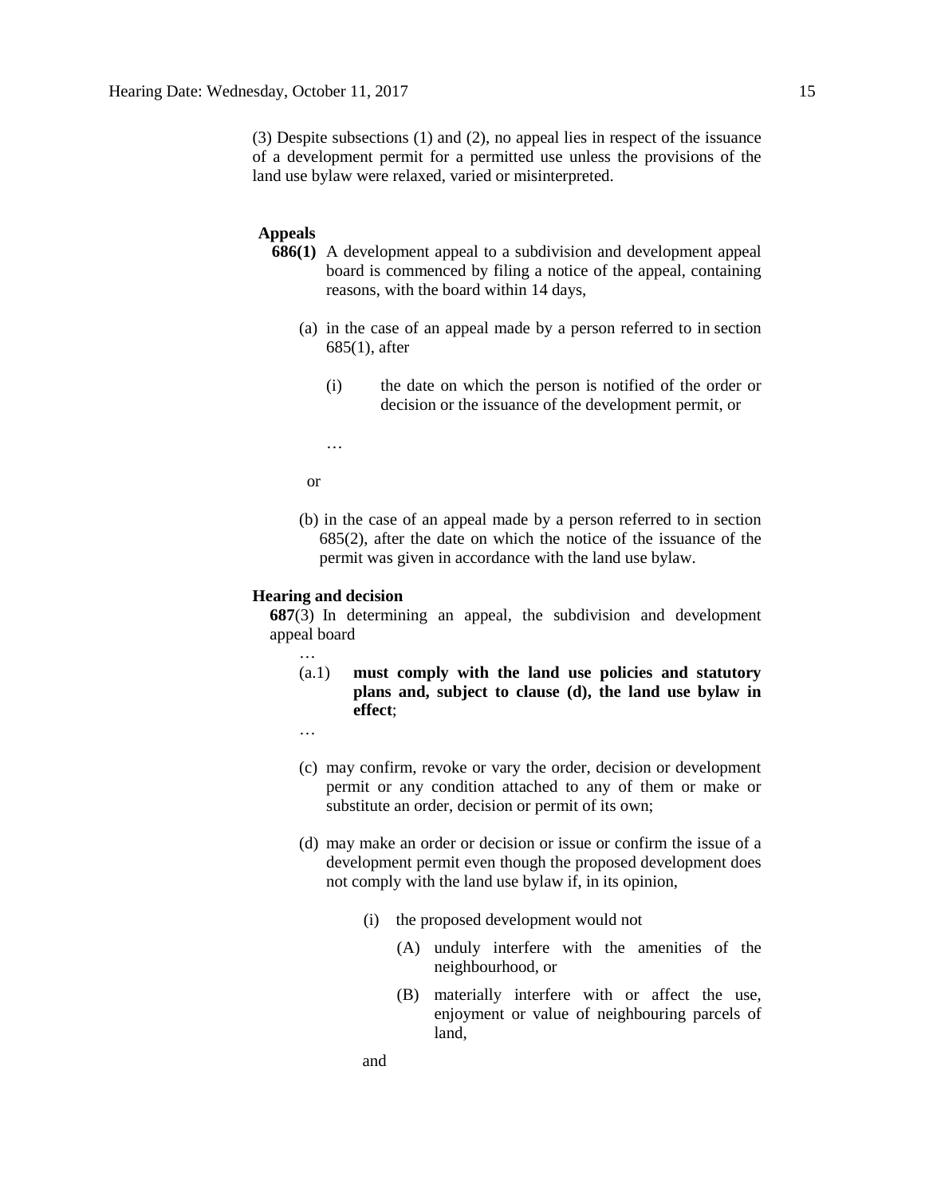(3) Despite subsections (1) and (2), no appeal lies in respect of the issuance of a development permit for a permitted use unless the provisions of the land use bylaw were relaxed, varied or misinterpreted.

**Appeals**

**686(1)** A development appeal to a subdivision and development appeal board is commenced by filing a notice of the appeal, containing reasons, with the board within 14 days,

(a) in the case of an appeal made by a person referred to in section 685(1), after

(i) the date on which the person is notified of the order or decision or the issuance of the development permit, or

…

or

(b) in the case of an appeal made by a person referred to in section 685(2), after the date on which the notice of the issuance of the permit was given in accordance with the land use bylaw.

**Hearing and decision**

**687**(3) In determining an appeal, the subdivision and development appeal board

…

(a.1) **must comply with the land use policies and statutory plans and, subject to clause (d), the land use bylaw in effect**;

…

(c) may confirm, revoke or vary the order, decision or development permit or any condition attached to any of them or make or substitute an order, decision or permit of its own;

(d) may make an order or decision or issue or confirm the issue of a development permit even though the proposed development does not comply with the land use bylaw if, in its opinion,

(i) the proposed development would not

(A) unduly interfere with the amenities of the neighbourhood, or

(B) materially interfere with or affect the use, enjoyment or value of neighbouring parcels of land,

and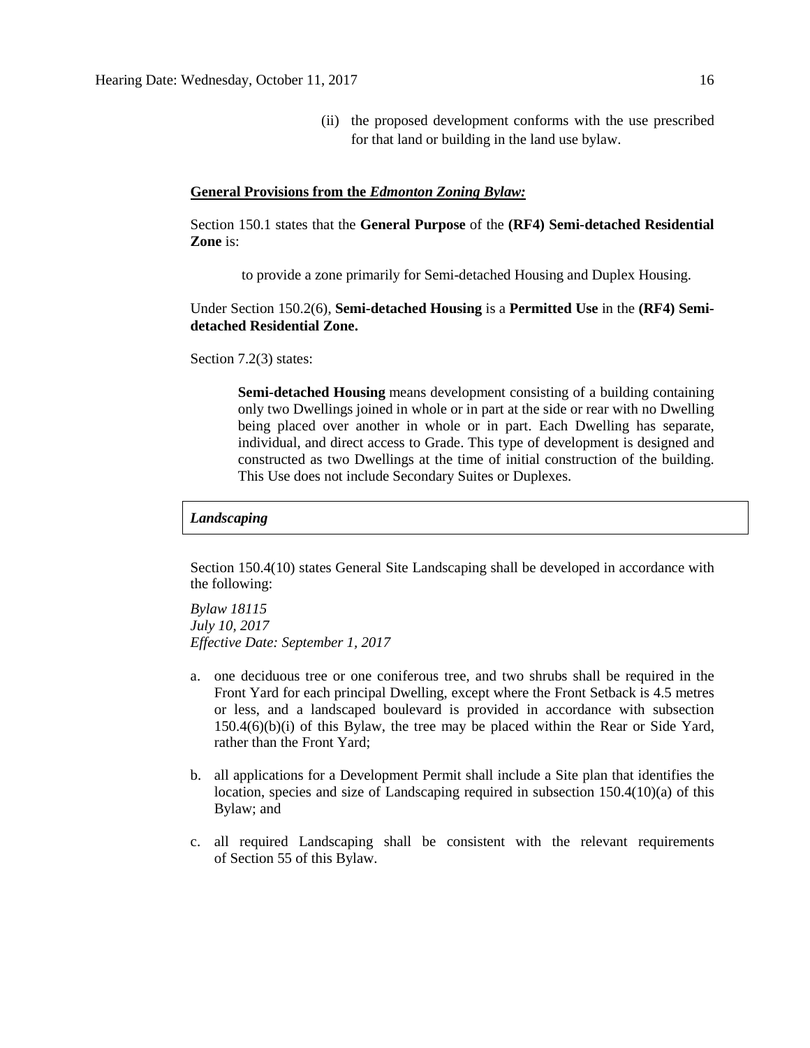(ii) the proposed development conforms with the use prescribed for that land or building in the land use bylaw.

**General Provisions from the *Edmonton Zoning Bylaw:***

Section 150.1 states that the **General Purpose** of the **(RF4) Semi-detached Residential Zone** is:

> to provide a zone primarily for Semi-detached Housing and Duplex Housing.

Under Section 150.2(6), **Semi-detached Housing** is a **Permitted Use** in the **(RF4) Semi-detached Residential Zone.**

Section 7.2(3) states:

> **Semi-detached Housing** means development consisting of a building containing only two Dwellings joined in whole or in part at the side or rear with no Dwelling being placed over another in whole or in part. Each Dwelling has separate, individual, and direct access to Grade. This type of development is designed and constructed as two Dwellings at the time of initial construction of the building. This Use does not include Secondary Suites or Duplexes.

***Landscaping***

Section 150.4(10) states General Site Landscaping shall be developed in accordance with the following:

*Bylaw 18115*
*July 10, 2017*
*Effective Date: September 1, 2017*

a. one deciduous tree or one coniferous tree, and two shrubs shall be required in the Front Yard for each principal Dwelling, except where the Front Setback is 4.5 metres or less, and a landscaped boulevard is provided in accordance with subsection 150.4(6)(b)(i) of this Bylaw, the tree may be placed within the Rear or Side Yard, rather than the Front Yard;

b. all applications for a Development Permit shall include a Site plan that identifies the location, species and size of Landscaping required in subsection 150.4(10)(a) of this Bylaw; and

c. all required Landscaping shall be consistent with the relevant requirements of Section 55 of this Bylaw.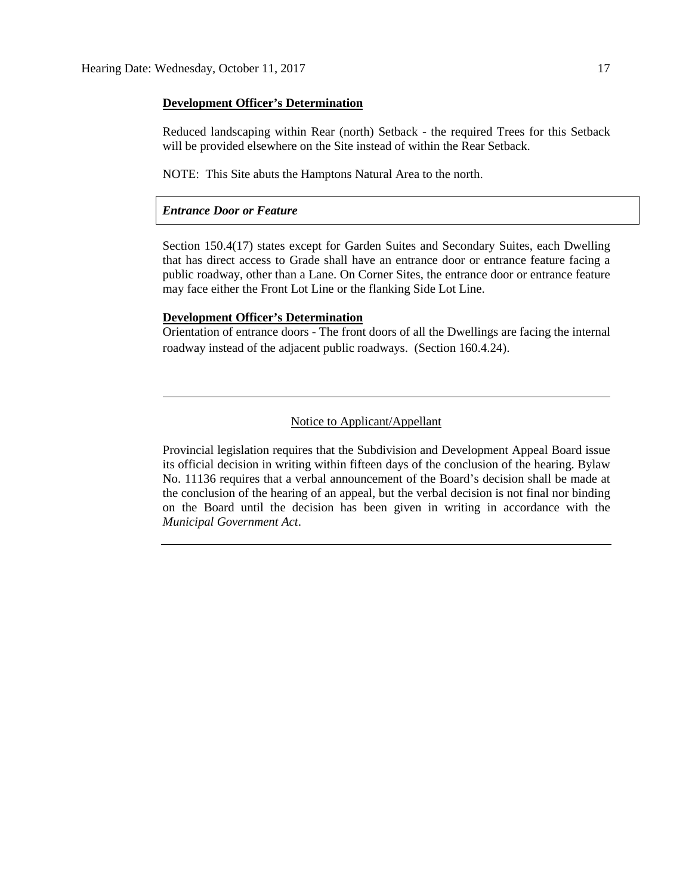**Development Officer's Determination**

Reduced landscaping within Rear (north) Setback - the required Trees for this Setback will be provided elsewhere on the Site instead of within the Rear Setback.

NOTE: This Site abuts the Hamptons Natural Area to the north.

***Entrance Door or Feature***

Section 150.4(17) states except for Garden Suites and Secondary Suites, each Dwelling that has direct access to Grade shall have an entrance door or entrance feature facing a public roadway, other than a Lane. On Corner Sites, the entrance door or entrance feature may face either the Front Lot Line or the flanking Side Lot Line.

**Development Officer's Determination**

Orientation of entrance doors - The front doors of all the Dwellings are facing the internal roadway instead of the adjacent public roadways. (Section 160.4.24).

---

Notice to Applicant/Appellant

Provincial legislation requires that the Subdivision and Development Appeal Board issue its official decision in writing within fifteen days of the conclusion of the hearing. Bylaw No. 11136 requires that a verbal announcement of the Board's decision shall be made at the conclusion of the hearing of an appeal, but the verbal decision is not final nor binding on the Board until the decision has been given in writing in accordance with the *Municipal Government Act*.

---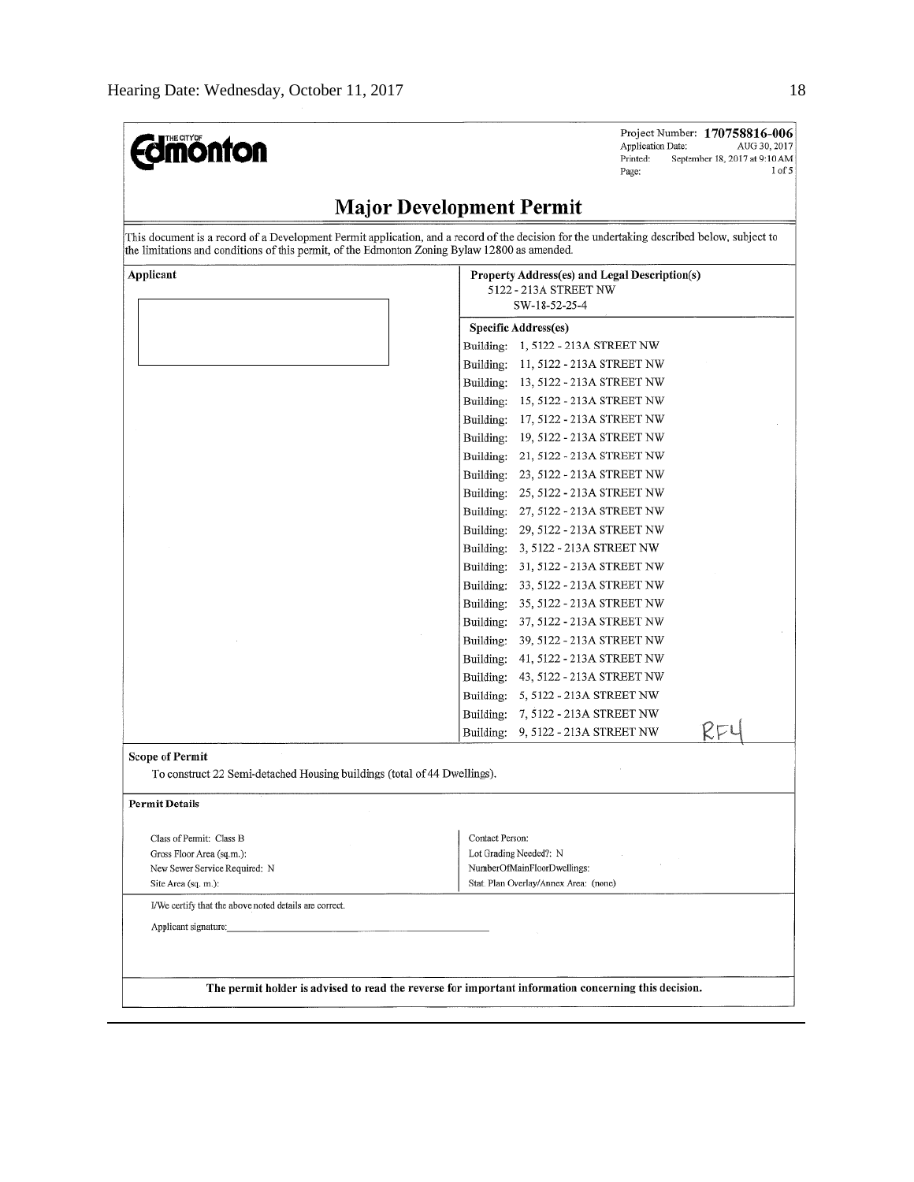THE CITY OF **Edmonton**

Project Number: **170758816-006**
Application Date: AUG 30, 2017
Printed: September 18, 2017 at 9:10 AM
Page: 1 of 5

# Major Development Permit

This document is a record of a Development Permit application, and a record of the decision for the undertaking described below, subject to the limitations and conditions of this permit, of the Edmonton Zoning Bylaw 12800 as amended.

| Applicant | Property Address(es) and Legal Description(s) |
|---|---|
| | 5122 - 213A STREET NW<br>SW-18-52-25-4 |

**Specific Address(es)**

- Building: 1, 5122 - 213A STREET NW
- Building: 11, 5122 - 213A STREET NW
- Building: 13, 5122 - 213A STREET NW
- Building: 15, 5122 - 213A STREET NW
- Building: 17, 5122 - 213A STREET NW
- Building: 19, 5122 - 213A STREET NW
- Building: 21, 5122 - 213A STREET NW
- Building: 23, 5122 - 213A STREET NW
- Building: 25, 5122 - 213A STREET NW
- Building: 27, 5122 - 213A STREET NW
- Building: 29, 5122 - 213A STREET NW
- Building: 3, 5122 - 213A STREET NW
- Building: 31, 5122 - 213A STREET NW
- Building: 33, 5122 - 213A STREET NW
- Building: 35, 5122 - 213A STREET NW
- Building: 37, 5122 - 213A STREET NW
- Building: 39, 5122 - 213A STREET NW
- Building: 41, 5122 - 213A STREET NW
- Building: 43, 5122 - 213A STREET NW
- Building: 5, 5122 - 213A STREET NW
- Building: 7, 5122 - 213A STREET NW
- Building: 9, 5122 - 213A STREET NW

RF4

**Scope of Permit**

To construct 22 Semi-detached Housing buildings (total of 44 Dwellings).

**Permit Details**

| | |
|---|---|
| Class of Permit: Class B | Contact Person: |
| Gross Floor Area (sq.m.): | Lot Grading Needed?: N |
| New Sewer Service Required: N | NumberOfMainFloorDwellings: |
| Site Area (sq. m.): | Stat. Plan Overlay/Annex Area: (none) |

I/We certify that the above noted details are correct.

Applicant signature:\_\_\_\_\_\_\_\_\_\_\_\_\_\_\_\_\_\_\_\_\_\_\_\_\_\_\_\_\_\_

**The permit holder is advised to read the reverse for important information concerning this decision.**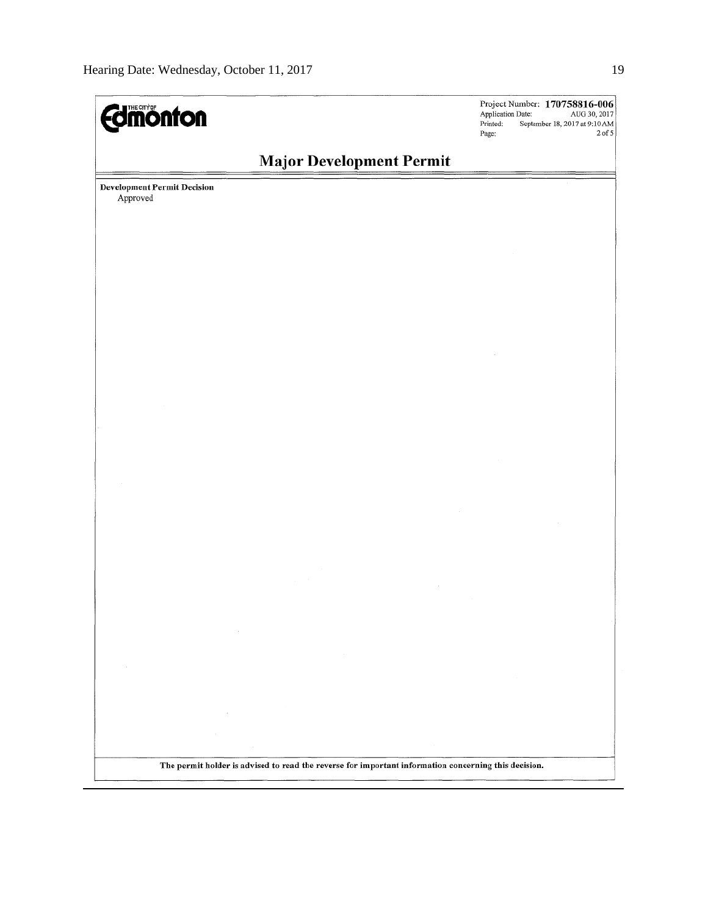THE CITY OF **Edmonton**

Project Number: **170758816-006**
Application Date: AUG 30, 2017
Printed: September 18, 2017 at 9:10 AM
Page: 2 of 5

## Major Development Permit

**Development Permit Decision**
Approved

**The permit holder is advised to read the reverse for important information concerning this decision.**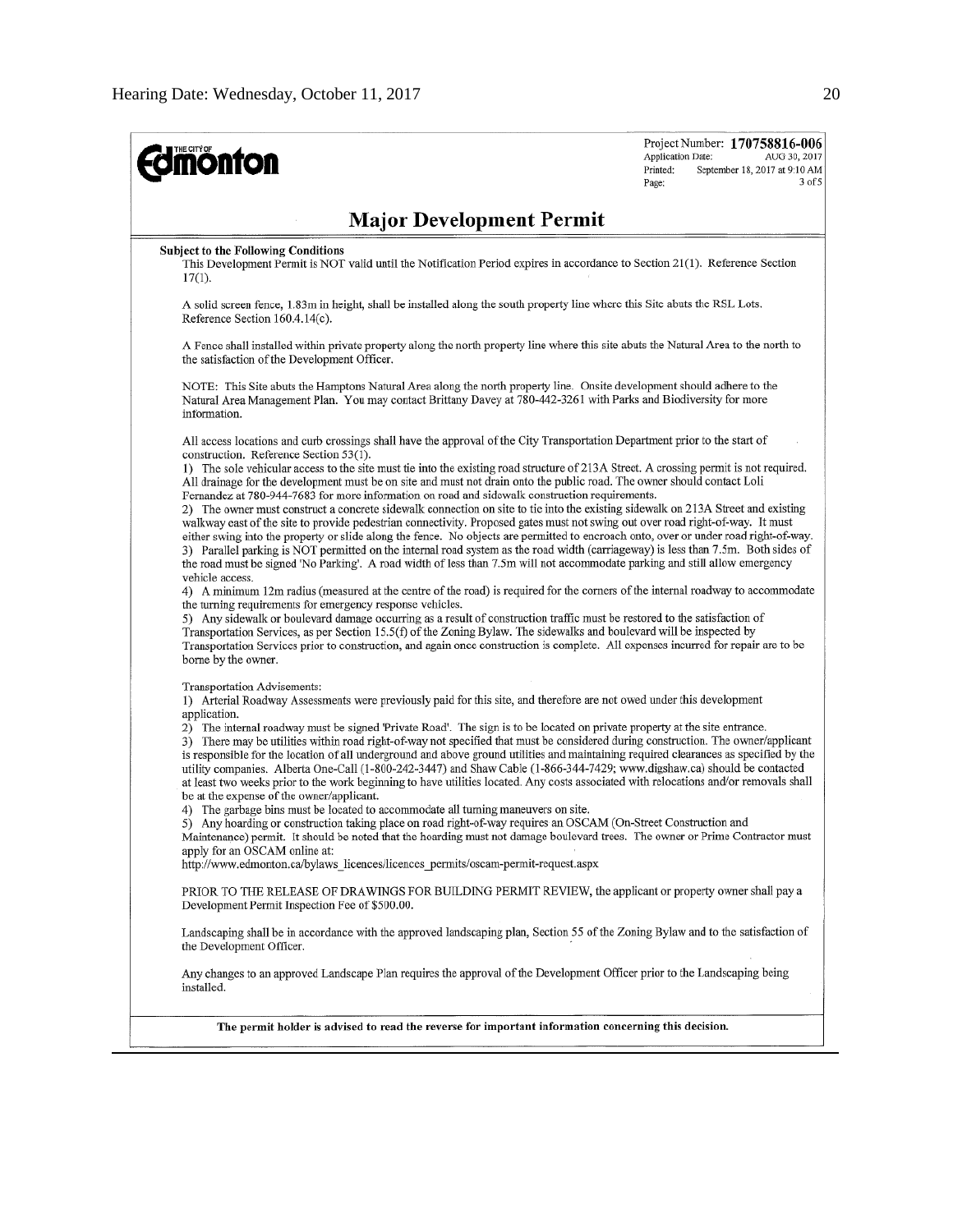**Edmonton**

Project Number: **170758816-006**
Application Date: AUG 30, 2017
Printed: September 18, 2017 at 9:10 AM
Page: 3 of 5

# Major Development Permit

**Subject to the Following Conditions**

This Development Permit is NOT valid until the Notification Period expires in accordance to Section 21(1). Reference Section 17(1).

A solid screen fence, 1.83m in height, shall be installed along the south property line where this Site abuts the RSL Lots. Reference Section 160.4.14(c).

A Fence shall installed within private property along the north property line where this site abuts the Natural Area to the north to the satisfaction of the Development Officer.

NOTE: This Site abuts the Hamptons Natural Area along the north property line. Onsite development should adhere to the Natural Area Management Plan. You may contact Brittany Davey at 780-442-3261 with Parks and Biodiversity for more information.

All access locations and curb crossings shall have the approval of the City Transportation Department prior to the start of construction. Reference Section 53(1).

1) The sole vehicular access to the site must tie into the existing road structure of 213A Street. A crossing permit is not required. All drainage for the development must be on site and must not drain onto the public road. The owner should contact Loli Fernandez at 780-944-7683 for more information on road and sidewalk construction requirements.

2) The owner must construct a concrete sidewalk connection on site to tie into the existing sidewalk on 213A Street and existing walkway east of the site to provide pedestrian connectivity. Proposed gates must not swing out over road right-of-way. It must either swing into the property or slide along the fence. No objects are permitted to encroach onto, over or under road right-of-way.

3) Parallel parking is NOT permitted on the internal road system as the road width (carriageway) is less than 7.5m. Both sides of the road must be signed 'No Parking'. A road width of less than 7.5m will not accommodate parking and still allow emergency vehicle access.

4) A minimum 12m radius (measured at the centre of the road) is required for the corners of the internal roadway to accommodate the turning requirements for emergency response vehicles.

5) Any sidewalk or boulevard damage occurring as a result of construction traffic must be restored to the satisfaction of Transportation Services, as per Section 15.5(f) of the Zoning Bylaw. The sidewalks and boulevard will be inspected by Transportation Services prior to construction, and again once construction is complete. All expenses incurred for repair are to be borne by the owner.

Transportation Advisements:

1) Arterial Roadway Assessments were previously paid for this site, and therefore are not owed under this development application.

2) The internal roadway must be signed 'Private Road'. The sign is to be located on private property at the site entrance.

3) There may be utilities within road right-of-way not specified that must be considered during construction. The owner/applicant is responsible for the location of all underground and above ground utilities and maintaining required clearances as specified by the utility companies. Alberta One-Call (1-800-242-3447) and Shaw Cable (1-866-344-7429; www.digshaw.ca) should be contacted at least two weeks prior to the work beginning to have utilities located. Any costs associated with relocations and/or removals shall be at the expense of the owner/applicant.

4) The garbage bins must be located to accommodate all turning maneuvers on site.

5) Any hoarding or construction taking place on road right-of-way requires an OSCAM (On-Street Construction and Maintenance) permit. It should be noted that the hoarding must not damage boulevard trees. The owner or Prime Contractor must apply for an OSCAM online at:
http://www.edmonton.ca/bylaws_licences/licences_permits/oscam-permit-request.aspx

PRIOR TO THE RELEASE OF DRAWINGS FOR BUILDING PERMIT REVIEW, the applicant or property owner shall pay a Development Permit Inspection Fee of $500.00.

Landscaping shall be in accordance with the approved landscaping plan, Section 55 of the Zoning Bylaw and to the satisfaction of the Development Officer.

Any changes to an approved Landscape Plan requires the approval of the Development Officer prior to the Landscaping being installed.

**The permit holder is advised to read the reverse for important information concerning this decision.**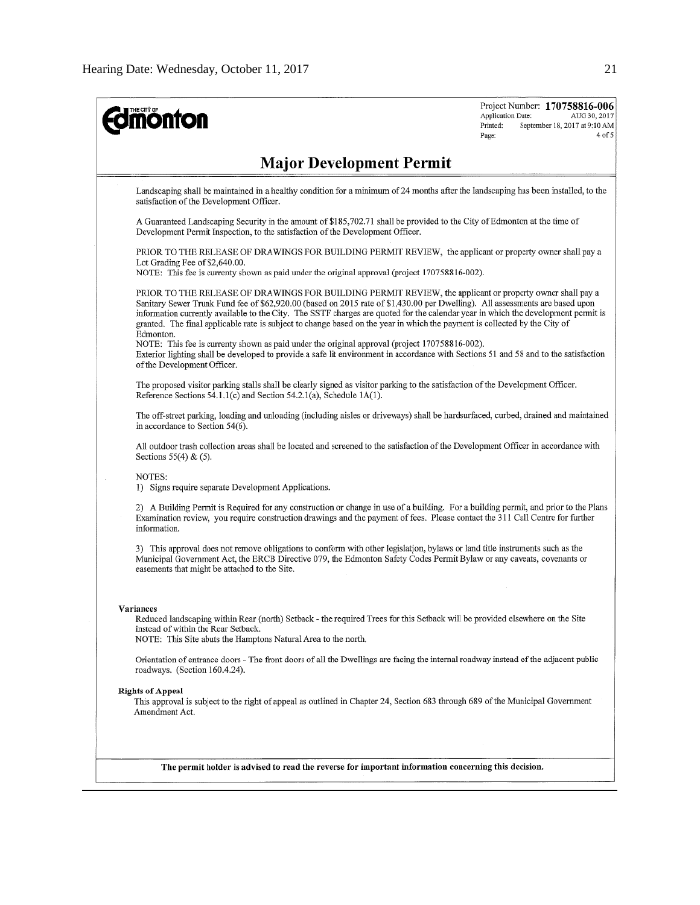**Edmonton**

Project Number: **170758816-006**
Application Date: AUG 30, 2017
Printed: September 18, 2017 at 9:10 AM
Page: 4 of 5

## Major Development Permit

Landscaping shall be maintained in a healthy condition for a minimum of 24 months after the landscaping has been installed, to the satisfaction of the Development Officer.

A Guaranteed Landscaping Security in the amount of $185,702.71 shall be provided to the City of Edmonton at the time of Development Permit Inspection, to the satisfaction of the Development Officer.

PRIOR TO THE RELEASE OF DRAWINGS FOR BUILDING PERMIT REVIEW, the applicant or property owner shall pay a Lot Grading Fee of $2,640.00.
NOTE: This fee is currenty shown as paid under the original approval (project 170758816-002).

PRIOR TO THE RELEASE OF DRAWINGS FOR BUILDING PERMIT REVIEW, the applicant or property owner shall pay a Sanitary Sewer Trunk Fund fee of $62,920.00 (based on 2015 rate of $1,430.00 per Dwelling). All assessments are based upon information currently available to the City. The SSTF charges are quoted for the calendar year in which the development permit is granted. The final applicable rate is subject to change based on the year in which the payment is collected by the City of Edmonton.
NOTE: This fee is currenty shown as paid under the original approval (project 170758816-002).
Exterior lighting shall be developed to provide a safe lit environment in accordance with Sections 51 and 58 and to the satisfaction of the Development Officer.

The proposed visitor parking stalls shall be clearly signed as visitor parking to the satisfaction of the Development Officer. Reference Sections 54.1.1(c) and Section 54.2.1(a), Schedule 1A(1).

The off-street parking, loading and unloading (including aisles or driveways) shall be hardsurfaced, curbed, drained and maintained in accordance to Section 54(6).

All outdoor trash collection areas shall be located and screened to the satisfaction of the Development Officer in accordance with Sections 55(4) & (5).

NOTES:
1) Signs require separate Development Applications.

2) A Building Permit is Required for any construction or change in use of a building. For a building permit, and prior to the Plans Examination review, you require construction drawings and the payment of fees. Please contact the 311 Call Centre for further information.

3) This approval does not remove obligations to conform with other legislation, bylaws or land title instruments such as the Municipal Government Act, the ERCB Directive 079, the Edmonton Safety Codes Permit Bylaw or any caveats, covenants or easements that might be attached to the Site.

**Variances**

Reduced landscaping within Rear (north) Setback - the required Trees for this Setback will be provided elsewhere on the Site instead of within the Rear Setback.
NOTE: This Site abuts the Hamptons Natural Area to the north.

Orientation of entrance doors - The front doors of all the Dwellings are facing the internal roadway instead of the adjacent public roadways. (Section 160.4.24).

**Rights of Appeal**

This approval is subject to the right of appeal as outlined in Chapter 24, Section 683 through 689 of the Municipal Government Amendment Act.

**The permit holder is advised to read the reverse for important information concerning this decision.**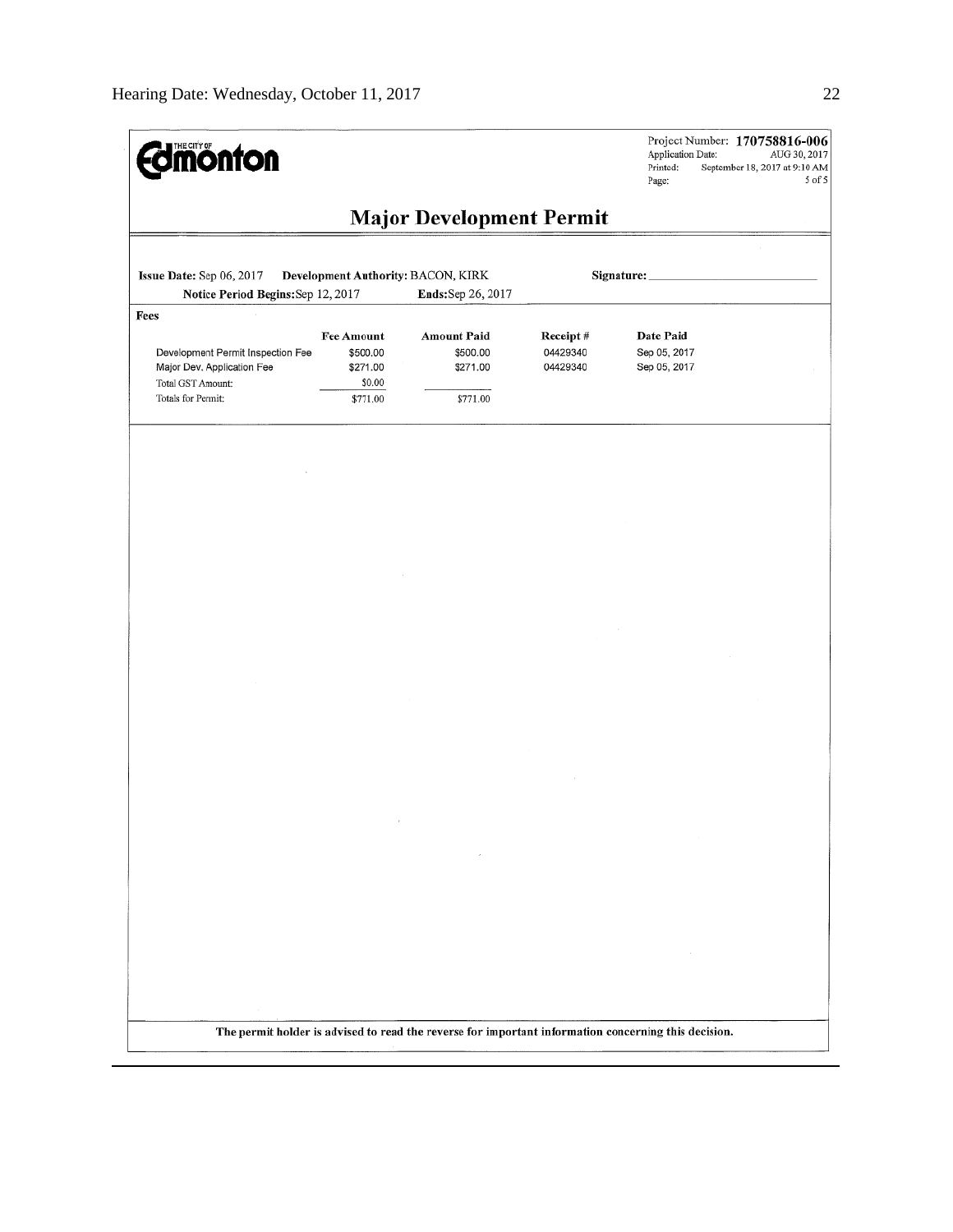THE CITY OF **Edmonton**

Project Number: **170758816-006**
Application Date: AUG 30, 2017
Printed: September 18, 2017 at 9:10 AM
Page: 5 of 5

# Major Development Permit

**Issue Date:** Sep 06, 2017 **Development Authority:** BACON, KIRK **Signature:** ______________

**Notice Period Begins:** Sep 12, 2017 **Ends:** Sep 26, 2017

**Fees**

| | Fee Amount | Amount Paid | Receipt # | Date Paid |
|---|---|---|---|---|
| Development Permit Inspection Fee | $500.00 | $500.00 | 04429340 | Sep 05, 2017 |
| Major Dev. Application Fee | $271.00 | $271.00 | 04429340 | Sep 05, 2017 |
| Total GST Amount: | $0.00 | | | |
| Totals for Permit: | $771.00 | $771.00 | | |

**The permit holder is advised to read the reverse for important information concerning this decision.**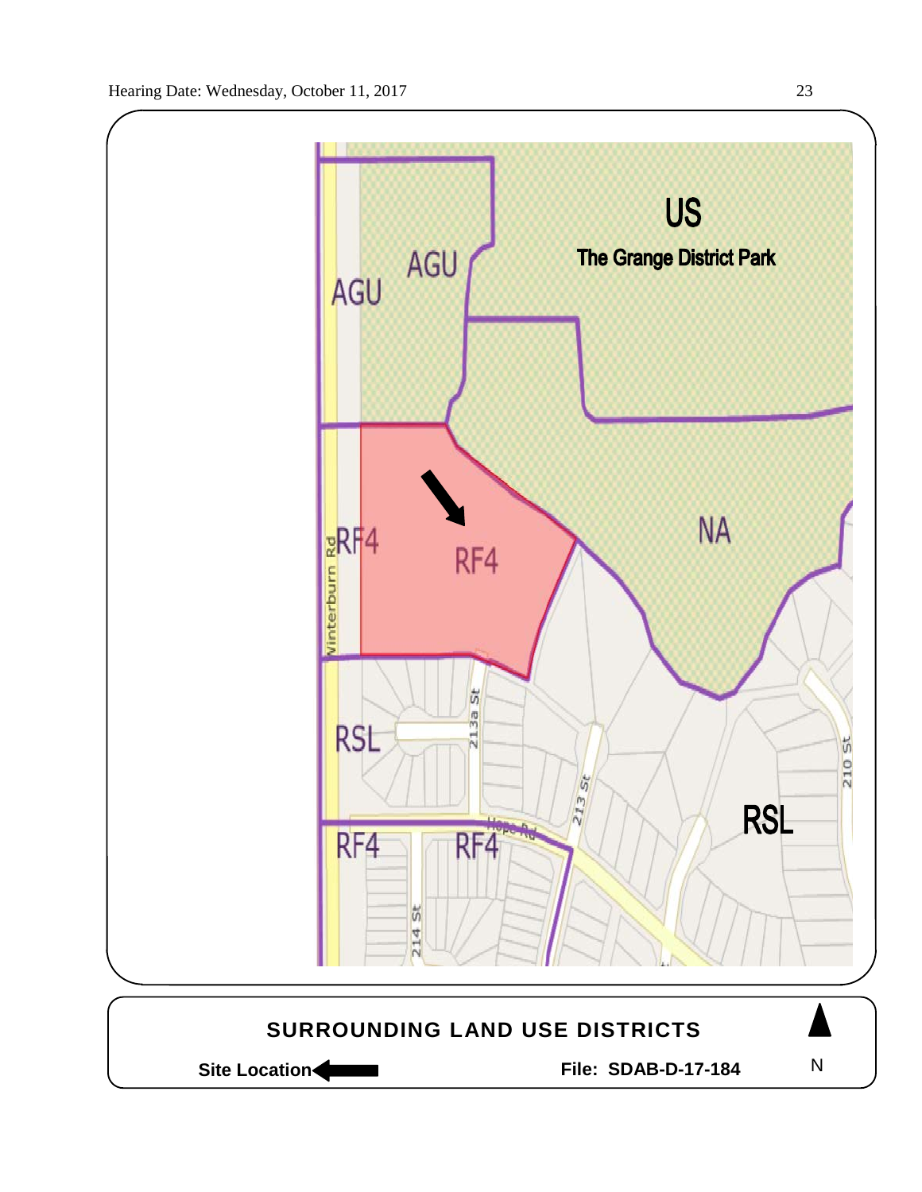US

The Grange District Park

AGU

AGU

RF4

RF4

NA

Winterburn Rd

RSL

213a St

213 St

210 St

RSL

RF4

RF4

Hope Rd

214 St

**SURROUNDING LAND USE DISTRICTS**

**Site Location**

**File: SDAB-D-17-184**

N